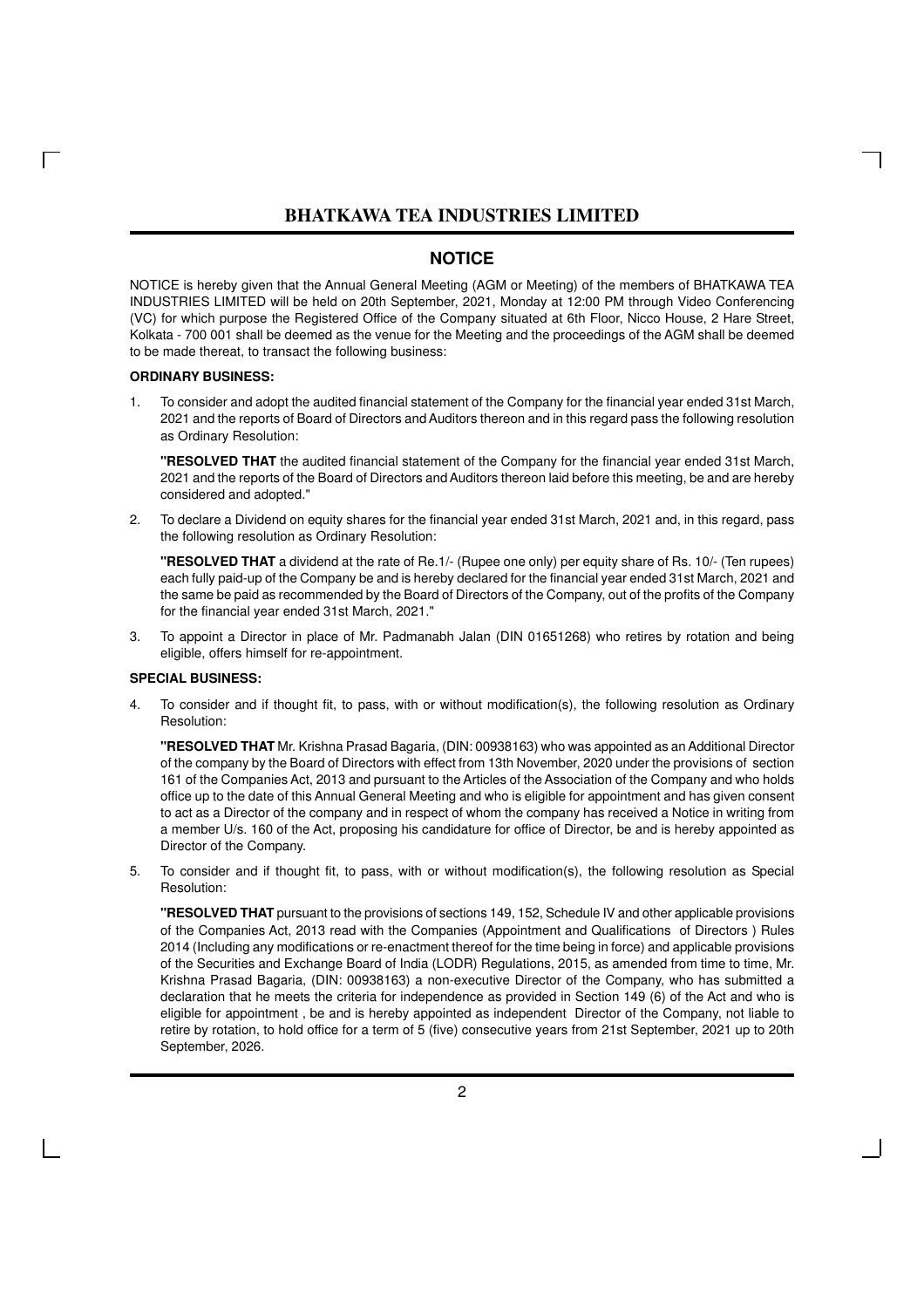# BHATKAWA TEA INDUSTRIES LIMITED

## NOTICE

NOTICE is hereby given that the Annual General Meeting (AGM or Meeting) of the members of BHATKAWA TEA INDUSTRIES LIMITED will be held on 20th September, 2021, Monday at 12:00 PM through Video Conferencing (VC) for which purpose the Registered Office of the Company situated at 6th Floor, Nicco House, 2 Hare Street, Kolkata - 700 001 shall be deemed as the venue for the Meeting and the proceedings of the AGM shall be deemed to be made thereat, to transact the following business:

**ORDINARY BUSINESS:**

1. To consider and adopt the audited financial statement of the Company for the financial year ended 31st March, 2021 and the reports of Board of Directors and Auditors thereon and in this regard pass the following resolution as Ordinary Resolution:

   **"RESOLVED THAT** the audited financial statement of the Company for the financial year ended 31st March, 2021 and the reports of the Board of Directors and Auditors thereon laid before this meeting, be and are hereby considered and adopted."

2. To declare a Dividend on equity shares for the financial year ended 31st March, 2021 and, in this regard, pass the following resolution as Ordinary Resolution:

   **"RESOLVED THAT** a dividend at the rate of Re.1/- (Rupee one only) per equity share of Rs. 10/- (Ten rupees) each fully paid-up of the Company be and is hereby declared for the financial year ended 31st March, 2021 and the same be paid as recommended by the Board of Directors of the Company, out of the profits of the Company for the financial year ended 31st March, 2021."

3. To appoint a Director in place of Mr. Padmanabh Jalan (DIN 01651268) who retires by rotation and being eligible, offers himself for re-appointment.

**SPECIAL BUSINESS:**

4. To consider and if thought fit, to pass, with or without modification(s), the following resolution as Ordinary Resolution:

   **"RESOLVED THAT** Mr. Krishna Prasad Bagaria, (DIN: 00938163) who was appointed as an Additional Director of the company by the Board of Directors with effect from 13th November, 2020 under the provisions of section 161 of the Companies Act, 2013 and pursuant to the Articles of the Association of the Company and who holds office up to the date of this Annual General Meeting and who is eligible for appointment and has given consent to act as a Director of the company and in respect of whom the company has received a Notice in writing from a member U/s. 160 of the Act, proposing his candidature for office of Director, be and is hereby appointed as Director of the Company.

5. To consider and if thought fit, to pass, with or without modification(s), the following resolution as Special Resolution:

   **"RESOLVED THAT** pursuant to the provisions of sections 149, 152, Schedule IV and other applicable provisions of the Companies Act, 2013 read with the Companies (Appointment and Qualifications of Directors ) Rules 2014 (Including any modifications or re-enactment thereof for the time being in force) and applicable provisions of the Securities and Exchange Board of India (LODR) Regulations, 2015, as amended from time to time, Mr. Krishna Prasad Bagaria, (DIN: 00938163) a non-executive Director of the Company, who has submitted a declaration that he meets the criteria for independence as provided in Section 149 (6) of the Act and who is eligible for appointment , be and is hereby appointed as independent Director of the Company, not liable to retire by rotation, to hold office for a term of 5 (five) consecutive years from 21st September, 2021 up to 20th September, 2026.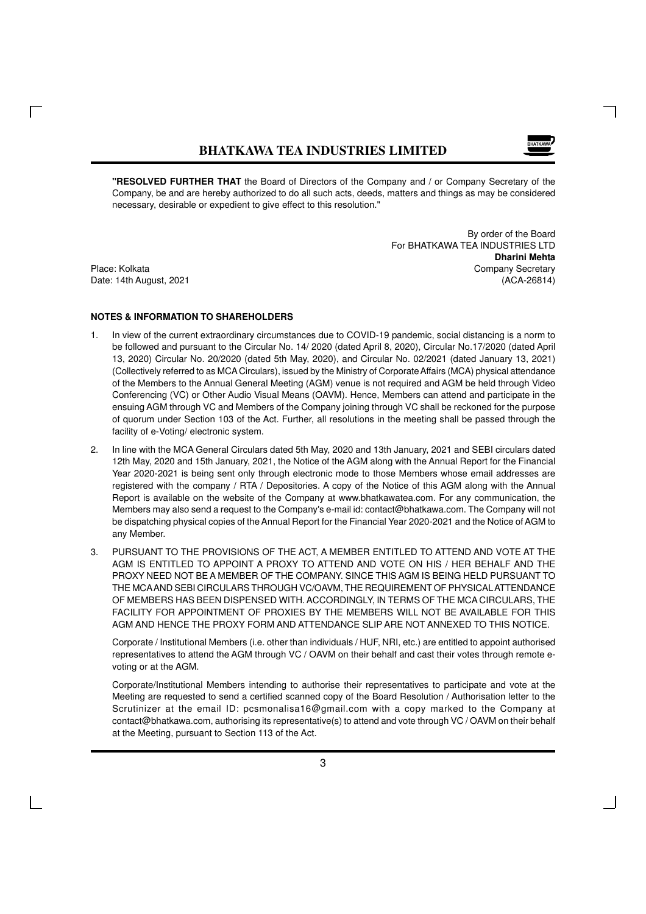**"RESOLVED FURTHER THAT** the Board of Directors of the Company and / or Company Secretary of the Company, be and are hereby authorized to do all such acts, deeds, matters and things as may be considered necessary, desirable or expedient to give effect to this resolution."

By order of the Board
For BHATKAWA TEA INDUSTRIES LTD
**Dharini Mehta**
Company Secretary
(ACA-26814)

Place: Kolkata
Date: 14th August, 2021

**NOTES & INFORMATION TO SHAREHOLDERS**

1. In view of the current extraordinary circumstances due to COVID-19 pandemic, social distancing is a norm to be followed and pursuant to the Circular No. 14/ 2020 (dated April 8, 2020), Circular No.17/2020 (dated April 13, 2020) Circular No. 20/2020 (dated 5th May, 2020), and Circular No. 02/2021 (dated January 13, 2021) (Collectively referred to as MCA Circulars), issued by the Ministry of Corporate Affairs (MCA) physical attendance of the Members to the Annual General Meeting (AGM) venue is not required and AGM be held through Video Conferencing (VC) or Other Audio Visual Means (OAVM). Hence, Members can attend and participate in the ensuing AGM through VC and Members of the Company joining through VC shall be reckoned for the purpose of quorum under Section 103 of the Act. Further, all resolutions in the meeting shall be passed through the facility of e-Voting/ electronic system.

2. In line with the MCA General Circulars dated 5th May, 2020 and 13th January, 2021 and SEBI circulars dated 12th May, 2020 and 15th January, 2021, the Notice of the AGM along with the Annual Report for the Financial Year 2020-2021 is being sent only through electronic mode to those Members whose email addresses are registered with the company / RTA / Depositories. A copy of the Notice of this AGM along with the Annual Report is available on the website of the Company at www.bhatkawatea.com. For any communication, the Members may also send a request to the Company's e-mail id: contact@bhatkawa.com. The Company will not be dispatching physical copies of the Annual Report for the Financial Year 2020-2021 and the Notice of AGM to any Member.

3. PURSUANT TO THE PROVISIONS OF THE ACT, A MEMBER ENTITLED TO ATTEND AND VOTE AT THE AGM IS ENTITLED TO APPOINT A PROXY TO ATTEND AND VOTE ON HIS / HER BEHALF AND THE PROXY NEED NOT BE A MEMBER OF THE COMPANY. SINCE THIS AGM IS BEING HELD PURSUANT TO THE MCA AND SEBI CIRCULARS THROUGH VC/OAVM, THE REQUIREMENT OF PHYSICAL ATTENDANCE OF MEMBERS HAS BEEN DISPENSED WITH. ACCORDINGLY, IN TERMS OF THE MCA CIRCULARS, THE FACILITY FOR APPOINTMENT OF PROXIES BY THE MEMBERS WILL NOT BE AVAILABLE FOR THIS AGM AND HENCE THE PROXY FORM AND ATTENDANCE SLIP ARE NOT ANNEXED TO THIS NOTICE.

   Corporate / Institutional Members (i.e. other than individuals / HUF, NRI, etc.) are entitled to appoint authorised representatives to attend the AGM through VC / OAVM on their behalf and cast their votes through remote e-voting or at the AGM.

   Corporate/Institutional Members intending to authorise their representatives to participate and vote at the Meeting are requested to send a certified scanned copy of the Board Resolution / Authorisation letter to the Scrutinizer at the email ID: pcsmonalisa16@gmail.com with a copy marked to the Company at contact@bhatkawa.com, authorising its representative(s) to attend and vote through VC / OAVM on their behalf at the Meeting, pursuant to Section 113 of the Act.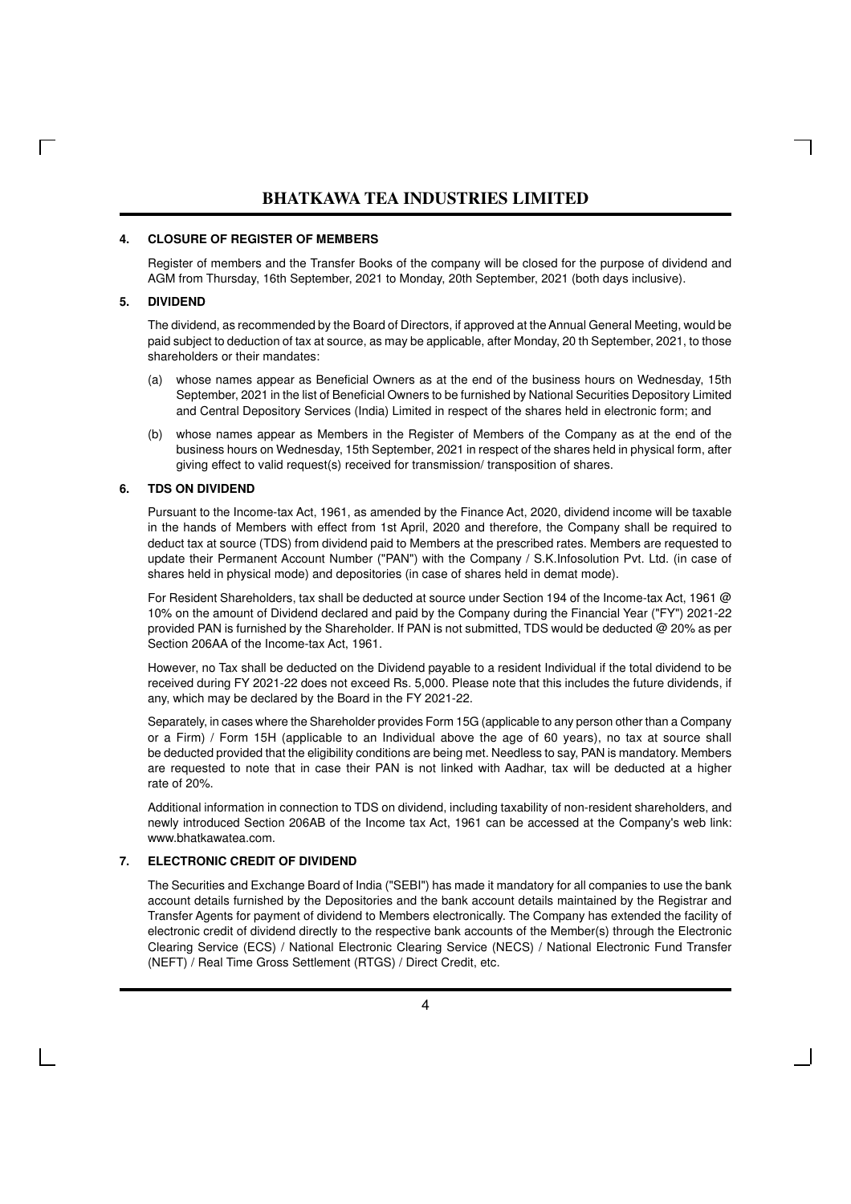## 4. CLOSURE OF REGISTER OF MEMBERS

Register of members and the Transfer Books of the company will be closed for the purpose of dividend and AGM from Thursday, 16th September, 2021 to Monday, 20th September, 2021 (both days inclusive).

## 5. DIVIDEND

The dividend, as recommended by the Board of Directors, if approved at the Annual General Meeting, would be paid subject to deduction of tax at source, as may be applicable, after Monday, 20 th September, 2021, to those shareholders or their mandates:

(a) whose names appear as Beneficial Owners as at the end of the business hours on Wednesday, 15th September, 2021 in the list of Beneficial Owners to be furnished by National Securities Depository Limited and Central Depository Services (India) Limited in respect of the shares held in electronic form; and

(b) whose names appear as Members in the Register of Members of the Company as at the end of the business hours on Wednesday, 15th September, 2021 in respect of the shares held in physical form, after giving effect to valid request(s) received for transmission/ transposition of shares.

## 6. TDS ON DIVIDEND

Pursuant to the Income-tax Act, 1961, as amended by the Finance Act, 2020, dividend income will be taxable in the hands of Members with effect from 1st April, 2020 and therefore, the Company shall be required to deduct tax at source (TDS) from dividend paid to Members at the prescribed rates. Members are requested to update their Permanent Account Number ("PAN") with the Company / S.K.Infosolution Pvt. Ltd. (in case of shares held in physical mode) and depositories (in case of shares held in demat mode).

For Resident Shareholders, tax shall be deducted at source under Section 194 of the Income-tax Act, 1961 @ 10% on the amount of Dividend declared and paid by the Company during the Financial Year ("FY") 2021-22 provided PAN is furnished by the Shareholder. If PAN is not submitted, TDS would be deducted @ 20% as per Section 206AA of the Income-tax Act, 1961.

However, no Tax shall be deducted on the Dividend payable to a resident Individual if the total dividend to be received during FY 2021-22 does not exceed Rs. 5,000. Please note that this includes the future dividends, if any, which may be declared by the Board in the FY 2021-22.

Separately, in cases where the Shareholder provides Form 15G (applicable to any person other than a Company or a Firm) / Form 15H (applicable to an Individual above the age of 60 years), no tax at source shall be deducted provided that the eligibility conditions are being met. Needless to say, PAN is mandatory. Members are requested to note that in case their PAN is not linked with Aadhar, tax will be deducted at a higher rate of 20%.

Additional information in connection to TDS on dividend, including taxability of non-resident shareholders, and newly introduced Section 206AB of the Income tax Act, 1961 can be accessed at the Company's web link: www.bhatkawatea.com.

## 7. ELECTRONIC CREDIT OF DIVIDEND

The Securities and Exchange Board of India ("SEBI") has made it mandatory for all companies to use the bank account details furnished by the Depositories and the bank account details maintained by the Registrar and Transfer Agents for payment of dividend to Members electronically. The Company has extended the facility of electronic credit of dividend directly to the respective bank accounts of the Member(s) through the Electronic Clearing Service (ECS) / National Electronic Clearing Service (NECS) / National Electronic Fund Transfer (NEFT) / Real Time Gross Settlement (RTGS) / Direct Credit, etc.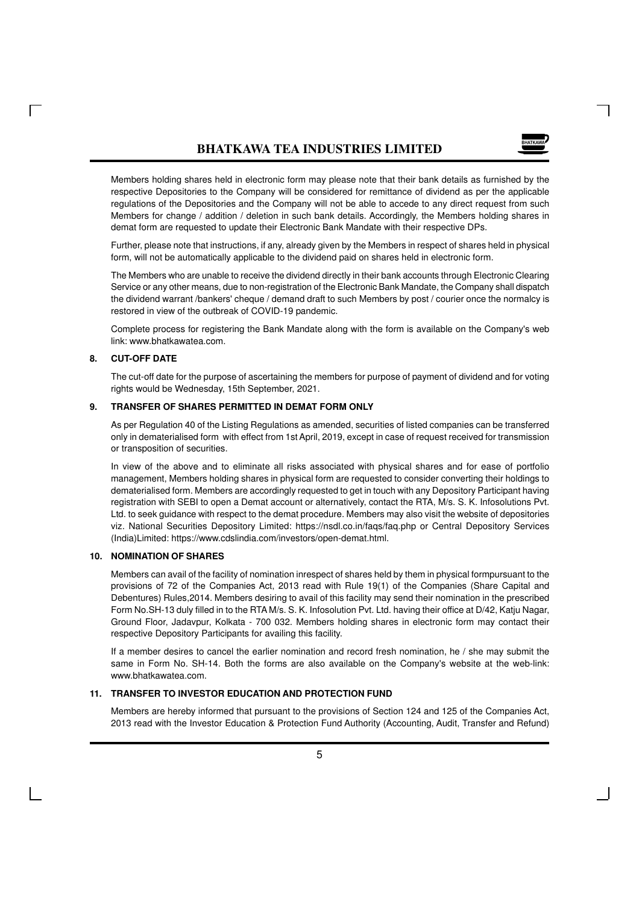Members holding shares held in electronic form may please note that their bank details as furnished by the respective Depositories to the Company will be considered for remittance of dividend as per the applicable regulations of the Depositories and the Company will not be able to accede to any direct request from such Members for change / addition / deletion in such bank details. Accordingly, the Members holding shares in demat form are requested to update their Electronic Bank Mandate with their respective DPs.

Further, please note that instructions, if any, already given by the Members in respect of shares held in physical form, will not be automatically applicable to the dividend paid on shares held in electronic form.

The Members who are unable to receive the dividend directly in their bank accounts through Electronic Clearing Service or any other means, due to non-registration of the Electronic Bank Mandate, the Company shall dispatch the dividend warrant /bankers' cheque / demand draft to such Members by post / courier once the normalcy is restored in view of the outbreak of COVID-19 pandemic.

Complete process for registering the Bank Mandate along with the form is available on the Company's web link: www.bhatkawatea.com.

**8. CUT-OFF DATE**

The cut-off date for the purpose of ascertaining the members for purpose of payment of dividend and for voting rights would be Wednesday, 15th September, 2021.

**9. TRANSFER OF SHARES PERMITTED IN DEMAT FORM ONLY**

As per Regulation 40 of the Listing Regulations as amended, securities of listed companies can be transferred only in dematerialised form with effect from 1st April, 2019, except in case of request received for transmission or transposition of securities.

In view of the above and to eliminate all risks associated with physical shares and for ease of portfolio management, Members holding shares in physical form are requested to consider converting their holdings to dematerialised form. Members are accordingly requested to get in touch with any Depository Participant having registration with SEBI to open a Demat account or alternatively, contact the RTA, M/s. S. K. Infosolutions Pvt. Ltd. to seek guidance with respect to the demat procedure. Members may also visit the website of depositories viz. National Securities Depository Limited: https://nsdl.co.in/faqs/faq.php or Central Depository Services (India)Limited: https://www.cdslindia.com/investors/open-demat.html.

**10. NOMINATION OF SHARES**

Members can avail of the facility of nomination inrespect of shares held by them in physical formpursuant to the provisions of 72 of the Companies Act, 2013 read with Rule 19(1) of the Companies (Share Capital and Debentures) Rules,2014. Members desiring to avail of this facility may send their nomination in the prescribed Form No.SH-13 duly filled in to the RTA M/s. S. K. Infosolution Pvt. Ltd. having their office at D/42, Katju Nagar, Ground Floor, Jadavpur, Kolkata - 700 032. Members holding shares in electronic form may contact their respective Depository Participants for availing this facility.

If a member desires to cancel the earlier nomination and record fresh nomination, he / she may submit the same in Form No. SH-14. Both the forms are also available on the Company's website at the web-link: www.bhatkawatea.com.

**11. TRANSFER TO INVESTOR EDUCATION AND PROTECTION FUND**

Members are hereby informed that pursuant to the provisions of Section 124 and 125 of the Companies Act, 2013 read with the Investor Education & Protection Fund Authority (Accounting, Audit, Transfer and Refund)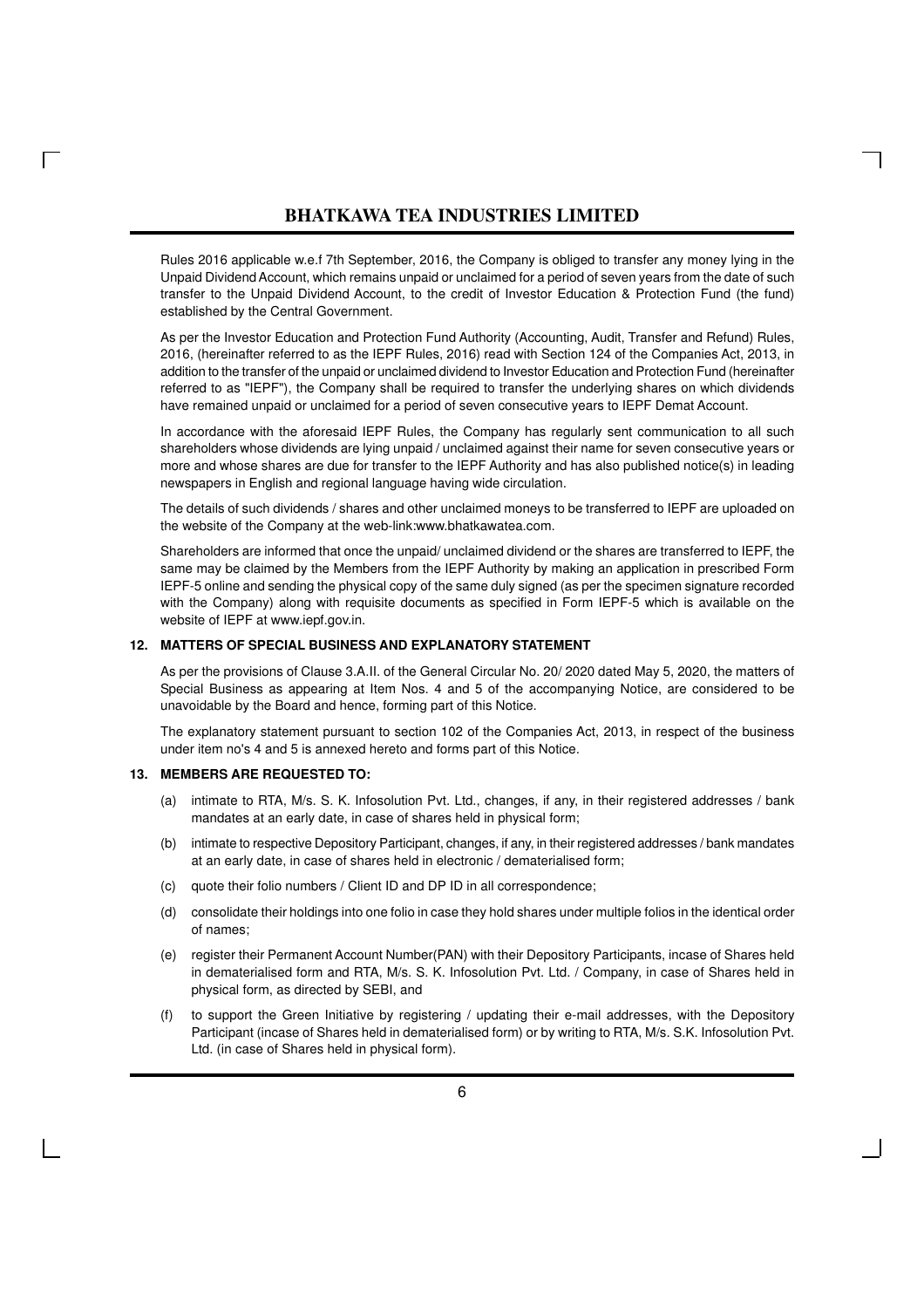Rules 2016 applicable w.e.f 7th September, 2016, the Company is obliged to transfer any money lying in the Unpaid Dividend Account, which remains unpaid or unclaimed for a period of seven years from the date of such transfer to the Unpaid Dividend Account, to the credit of Investor Education & Protection Fund (the fund) established by the Central Government.

As per the Investor Education and Protection Fund Authority (Accounting, Audit, Transfer and Refund) Rules, 2016, (hereinafter referred to as the IEPF Rules, 2016) read with Section 124 of the Companies Act, 2013, in addition to the transfer of the unpaid or unclaimed dividend to Investor Education and Protection Fund (hereinafter referred to as "IEPF"), the Company shall be required to transfer the underlying shares on which dividends have remained unpaid or unclaimed for a period of seven consecutive years to IEPF Demat Account.

In accordance with the aforesaid IEPF Rules, the Company has regularly sent communication to all such shareholders whose dividends are lying unpaid / unclaimed against their name for seven consecutive years or more and whose shares are due for transfer to the IEPF Authority and has also published notice(s) in leading newspapers in English and regional language having wide circulation.

The details of such dividends / shares and other unclaimed moneys to be transferred to IEPF are uploaded on the website of the Company at the web-link:www.bhatkawatea.com.

Shareholders are informed that once the unpaid/ unclaimed dividend or the shares are transferred to IEPF, the same may be claimed by the Members from the IEPF Authority by making an application in prescribed Form IEPF-5 online and sending the physical copy of the same duly signed (as per the specimen signature recorded with the Company) along with requisite documents as specified in Form IEPF-5 which is available on the website of IEPF at www.iepf.gov.in.

**12. MATTERS OF SPECIAL BUSINESS AND EXPLANATORY STATEMENT**

As per the provisions of Clause 3.A.II. of the General Circular No. 20/ 2020 dated May 5, 2020, the matters of Special Business as appearing at Item Nos. 4 and 5 of the accompanying Notice, are considered to be unavoidable by the Board and hence, forming part of this Notice.

The explanatory statement pursuant to section 102 of the Companies Act, 2013, in respect of the business under item no's 4 and 5 is annexed hereto and forms part of this Notice.

**13. MEMBERS ARE REQUESTED TO:**

(a) intimate to RTA, M/s. S. K. Infosolution Pvt. Ltd., changes, if any, in their registered addresses / bank mandates at an early date, in case of shares held in physical form;

(b) intimate to respective Depository Participant, changes, if any, in their registered addresses / bank mandates at an early date, in case of shares held in electronic / dematerialised form;

(c) quote their folio numbers / Client ID and DP ID in all correspondence;

(d) consolidate their holdings into one folio in case they hold shares under multiple folios in the identical order of names;

(e) register their Permanent Account Number(PAN) with their Depository Participants, incase of Shares held in dematerialised form and RTA, M/s. S. K. Infosolution Pvt. Ltd. / Company, in case of Shares held in physical form, as directed by SEBI, and

(f) to support the Green Initiative by registering / updating their e-mail addresses, with the Depository Participant (incase of Shares held in dematerialised form) or by writing to RTA, M/s. S.K. Infosolution Pvt. Ltd. (in case of Shares held in physical form).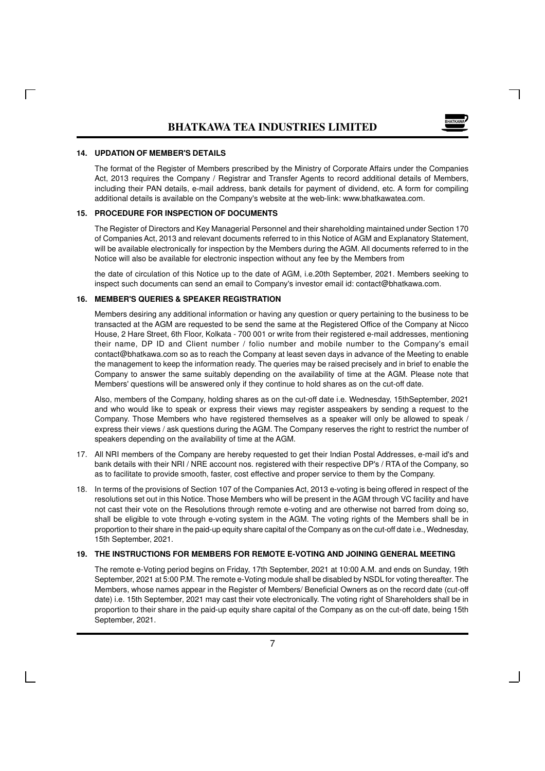**14. UPDATION OF MEMBER'S DETAILS**

The format of the Register of Members prescribed by the Ministry of Corporate Affairs under the Companies Act, 2013 requires the Company / Registrar and Transfer Agents to record additional details of Members, including their PAN details, e-mail address, bank details for payment of dividend, etc. A form for compiling additional details is available on the Company's website at the web-link: www.bhatkawatea.com.

**15. PROCEDURE FOR INSPECTION OF DOCUMENTS**

The Register of Directors and Key Managerial Personnel and their shareholding maintained under Section 170 of Companies Act, 2013 and relevant documents referred to in this Notice of AGM and Explanatory Statement, will be available electronically for inspection by the Members during the AGM. All documents referred to in the Notice will also be available for electronic inspection without any fee by the Members from

the date of circulation of this Notice up to the date of AGM, i.e.20th September, 2021. Members seeking to inspect such documents can send an email to Company's investor email id: contact@bhatkawa.com.

**16. MEMBER'S QUERIES & SPEAKER REGISTRATION**

Members desiring any additional information or having any question or query pertaining to the business to be transacted at the AGM are requested to be send the same at the Registered Office of the Company at Nicco House, 2 Hare Street, 6th Floor, Kolkata - 700 001 or write from their registered e-mail addresses, mentioning their name, DP ID and Client number / folio number and mobile number to the Company's email contact@bhatkawa.com so as to reach the Company at least seven days in advance of the Meeting to enable the management to keep the information ready. The queries may be raised precisely and in brief to enable the Company to answer the same suitably depending on the availability of time at the AGM. Please note that Members' questions will be answered only if they continue to hold shares as on the cut-off date.

Also, members of the Company, holding shares as on the cut-off date i.e. Wednesday, 15thSeptember, 2021 and who would like to speak or express their views may register asspeakers by sending a request to the Company. Those Members who have registered themselves as a speaker will only be allowed to speak / express their views / ask questions during the AGM. The Company reserves the right to restrict the number of speakers depending on the availability of time at the AGM.

17. All NRI members of the Company are hereby requested to get their Indian Postal Addresses, e-mail id's and bank details with their NRI / NRE account nos. registered with their respective DP's / RTA of the Company, so as to facilitate to provide smooth, faster, cost effective and proper service to them by the Company.

18. In terms of the provisions of Section 107 of the Companies Act, 2013 e-voting is being offered in respect of the resolutions set out in this Notice. Those Members who will be present in the AGM through VC facility and have not cast their vote on the Resolutions through remote e-voting and are otherwise not barred from doing so, shall be eligible to vote through e-voting system in the AGM. The voting rights of the Members shall be in proportion to their share in the paid-up equity share capital of the Company as on the cut-off date i.e., Wednesday, 15th September, 2021.

**19. THE INSTRUCTIONS FOR MEMBERS FOR REMOTE E-VOTING AND JOINING GENERAL MEETING**

The remote e-Voting period begins on Friday, 17th September, 2021 at 10:00 A.M. and ends on Sunday, 19th September, 2021 at 5:00 P.M. The remote e-Voting module shall be disabled by NSDL for voting thereafter. The Members, whose names appear in the Register of Members/ Beneficial Owners as on the record date (cut-off date) i.e. 15th September, 2021 may cast their vote electronically. The voting right of Shareholders shall be in proportion to their share in the paid-up equity share capital of the Company as on the cut-off date, being 15th September, 2021.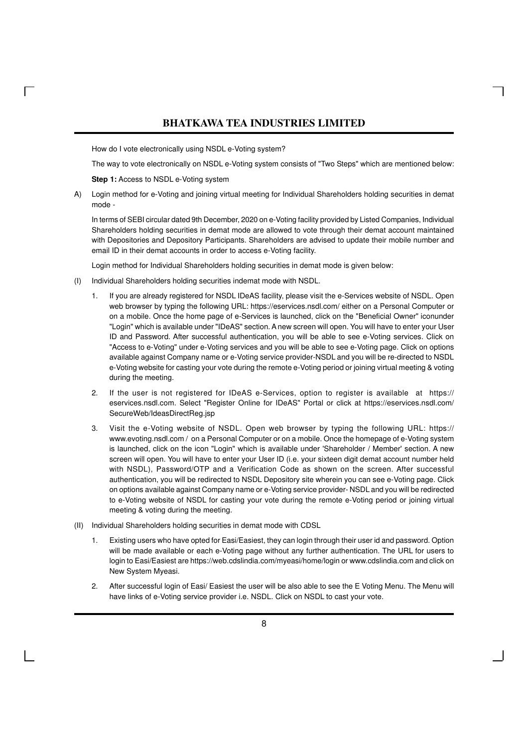How do I vote electronically using NSDL e-Voting system?

The way to vote electronically on NSDL e-Voting system consists of "Two Steps" which are mentioned below:

**Step 1:** Access to NSDL e-Voting system

A) Login method for e-Voting and joining virtual meeting for Individual Shareholders holding securities in demat mode -

In terms of SEBI circular dated 9th December, 2020 on e-Voting facility provided by Listed Companies, Individual Shareholders holding securities in demat mode are allowed to vote through their demat account maintained with Depositories and Depository Participants. Shareholders are advised to update their mobile number and email ID in their demat accounts in order to access e-Voting facility.

Login method for Individual Shareholders holding securities in demat mode is given below:

(I) Individual Shareholders holding securities indemat mode with NSDL.

1. If you are already registered for NSDL IDeAS facility, please visit the e-Services website of NSDL. Open web browser by typing the following URL: https://eservices.nsdl.com/ either on a Personal Computer or on a mobile. Once the home page of e-Services is launched, click on the "Beneficial Owner" iconunder "Login" which is available under "IDeAS" section. A new screen will open. You will have to enter your User ID and Password. After successful authentication, you will be able to see e-Voting services. Click on "Access to e-Voting" under e-Voting services and you will be able to see e-Voting page. Click on options available against Company name or e-Voting service provider-NSDL and you will be re-directed to NSDL e-Voting website for casting your vote during the remote e-Voting period or joining virtual meeting & voting during the meeting.

2. If the user is not registered for IDeAS e-Services, option to register is available at https://eservices.nsdl.com. Select "Register Online for IDeAS" Portal or click at https://eservices.nsdl.com/SecureWeb/IdeasDirectReg.jsp

3. Visit the e-Voting website of NSDL. Open web browser by typing the following URL: https://www.evoting.nsdl.com / on a Personal Computer or on a mobile. Once the homepage of e-Voting system is launched, click on the icon "Login" which is available under 'Shareholder / Member' section. A new screen will open. You will have to enter your User ID (i.e. your sixteen digit demat account number held with NSDL), Password/OTP and a Verification Code as shown on the screen. After successful authentication, you will be redirected to NSDL Depository site wherein you can see e-Voting page. Click on options available against Company name or e-Voting service provider- NSDL and you will be redirected to e-Voting website of NSDL for casting your vote during the remote e-Voting period or joining virtual meeting & voting during the meeting.

(II) Individual Shareholders holding securities in demat mode with CDSL

1. Existing users who have opted for Easi/Easiest, they can login through their user id and password. Option will be made available or each e-Voting page without any further authentication. The URL for users to login to Easi/Easiest are https://web.cdslindia.com/myeasi/home/login or www.cdslindia.com and click on New System Myeasi.

2. After successful login of Easi/ Easiest the user will be also able to see the E Voting Menu. The Menu will have links of e-Voting service provider i.e. NSDL. Click on NSDL to cast your vote.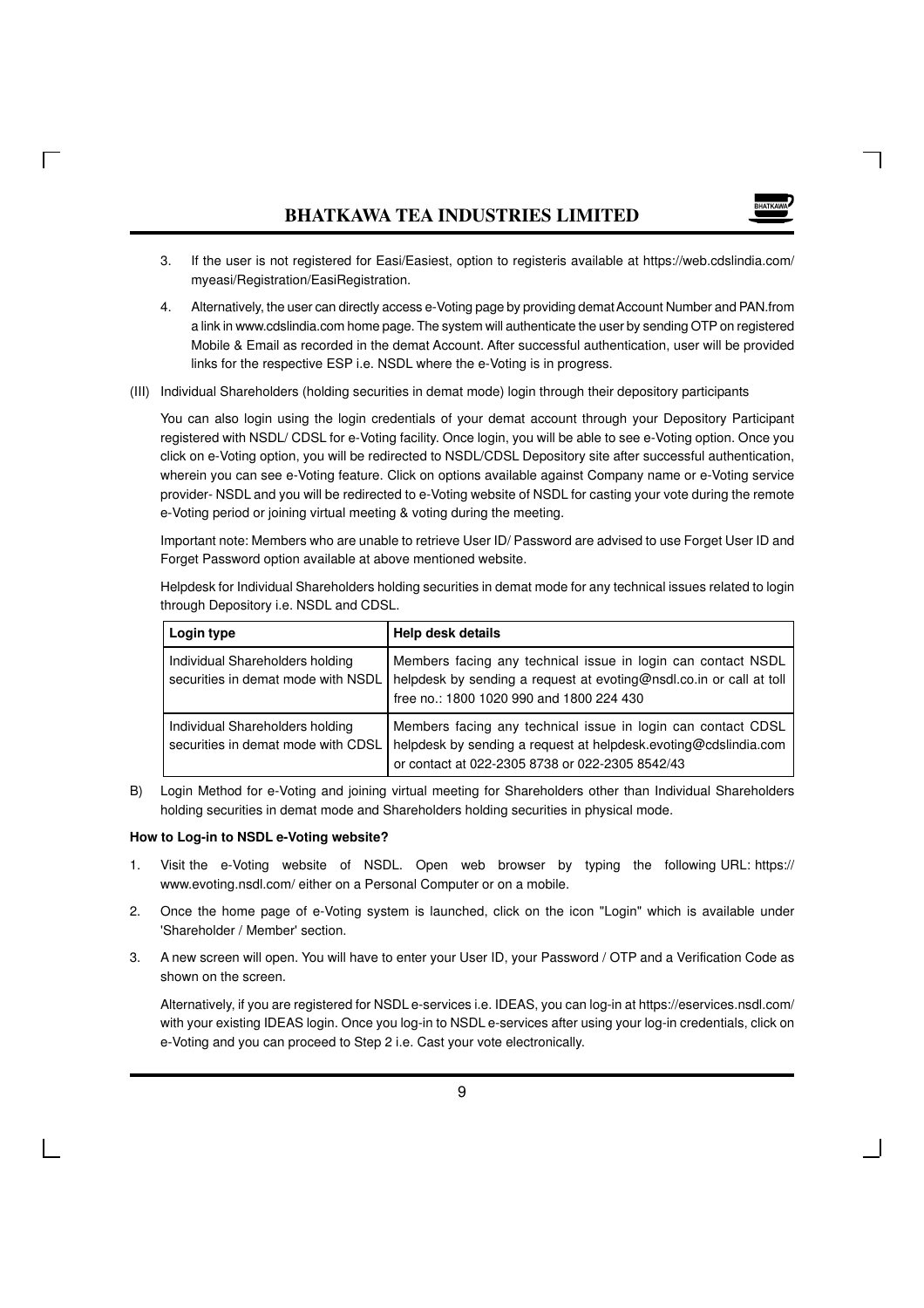3. If the user is not registered for Easi/Easiest, option to registeris available at https://web.cdslindia.com/myeasi/Registration/EasiRegistration.

4. Alternatively, the user can directly access e-Voting page by providing demat Account Number and PAN.from a link in www.cdslindia.com home page. The system will authenticate the user by sending OTP on registered Mobile & Email as recorded in the demat Account. After successful authentication, user will be provided links for the respective ESP i.e. NSDL where the e-Voting is in progress.

(III) Individual Shareholders (holding securities in demat mode) login through their depository participants

You can also login using the login credentials of your demat account through your Depository Participant registered with NSDL/ CDSL for e-Voting facility. Once login, you will be able to see e-Voting option. Once you click on e-Voting option, you will be redirected to NSDL/CDSL Depository site after successful authentication, wherein you can see e-Voting feature. Click on options available against Company name or e-Voting service provider- NSDL and you will be redirected to e-Voting website of NSDL for casting your vote during the remote e-Voting period or joining virtual meeting & voting during the meeting.

Important note: Members who are unable to retrieve User ID/ Password are advised to use Forget User ID and Forget Password option available at above mentioned website.

Helpdesk for Individual Shareholders holding securities in demat mode for any technical issues related to login through Depository i.e. NSDL and CDSL.

| Login type | Help desk details |
|---|---|
| Individual Shareholders holding securities in demat mode with NSDL | Members facing any technical issue in login can contact NSDL helpdesk by sending a request at evoting@nsdl.co.in or call at toll free no.: 1800 1020 990 and 1800 224 430 |
| Individual Shareholders holding securities in demat mode with CDSL | Members facing any technical issue in login can contact CDSL helpdesk by sending a request at helpdesk.evoting@cdslindia.com or contact at 022-2305 8738 or 022-2305 8542/43 |

B) Login Method for e-Voting and joining virtual meeting for Shareholders other than Individual Shareholders holding securities in demat mode and Shareholders holding securities in physical mode.

**How to Log-in to NSDL e-Voting website?**

1. Visit the e-Voting website of NSDL. Open web browser by typing the following URL: https://www.evoting.nsdl.com/ either on a Personal Computer or on a mobile.

2. Once the home page of e-Voting system is launched, click on the icon "Login" which is available under 'Shareholder / Member' section.

3. A new screen will open. You will have to enter your User ID, your Password / OTP and a Verification Code as shown on the screen.

   Alternatively, if you are registered for NSDL e-services i.e. IDEAS, you can log-in at https://eservices.nsdl.com/ with your existing IDEAS login. Once you log-in to NSDL e-services after using your log-in credentials, click on e-Voting and you can proceed to Step 2 i.e. Cast your vote electronically.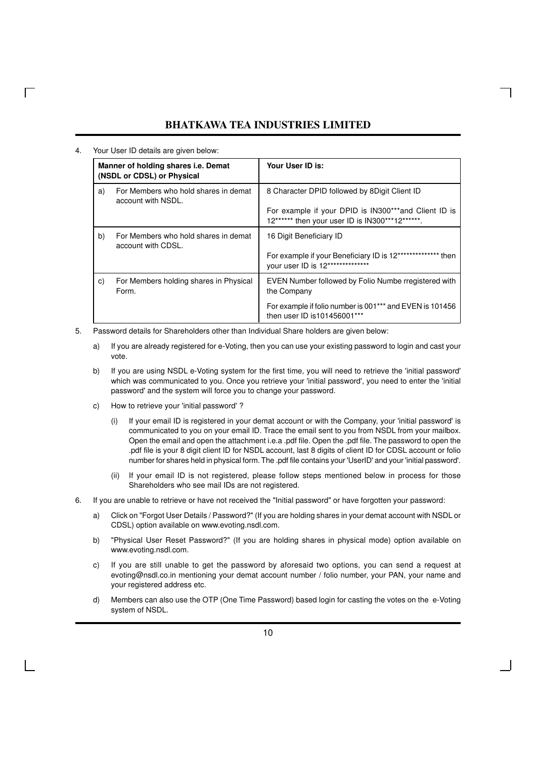4. Your User ID details are given below:

| Manner of holding shares i.e. Demat (NSDL or CDSL) or Physical | Your User ID is: |
|---|---|
| a) For Members who hold shares in demat account with NSDL. | 8 Character DPID followed by 8Digit Client ID<br><br>For example if your DPID is IN300***and Client ID is 12****** then your user ID is IN300***12******. |
| b) For Members who hold shares in demat account with CDSL. | 16 Digit Beneficiary ID<br><br>For example if your Beneficiary ID is 12************** then your user ID is 12************** |
| c) For Members holding shares in Physical Form. | EVEN Number followed by Folio Numbe rregistered with the Company<br><br>For example if folio number is 001*** and EVEN is 101456 then user ID is101456001*** |

5. Password details for Shareholders other than Individual Share holders are given below:

   a) If you are already registered for e-Voting, then you can use your existing password to login and cast your vote.

   b) If you are using NSDL e-Voting system for the first time, you will need to retrieve the 'initial password' which was communicated to you. Once you retrieve your 'initial password', you need to enter the 'initial password' and the system will force you to change your password.

   c) How to retrieve your 'initial password' ?

      (i) If your email ID is registered in your demat account or with the Company, your 'initial password' is communicated to you on your email ID. Trace the email sent to you from NSDL from your mailbox. Open the email and open the attachment i.e.a .pdf file. Open the .pdf file. The password to open the .pdf file is your 8 digit client ID for NSDL account, last 8 digits of client ID for CDSL account or folio number for shares held in physical form. The .pdf file contains your 'UserID' and your 'initial password'.

      (ii) If your email ID is not registered, please follow steps mentioned below in process for those Shareholders who see mail IDs are not registered.

6. If you are unable to retrieve or have not received the "Initial password" or have forgotten your password:

   a) Click on "Forgot User Details / Password?" (If you are holding shares in your demat account with NSDL or CDSL) option available on www.evoting.nsdl.com.

   b) "Physical User Reset Password?" (If you are holding shares in physical mode) option available on www.evoting.nsdl.com.

   c) If you are still unable to get the password by aforesaid two options, you can send a request at evoting@nsdl.co.in mentioning your demat account number / folio number, your PAN, your name and your registered address etc.

   d) Members can also use the OTP (One Time Password) based login for casting the votes on the e-Voting system of NSDL.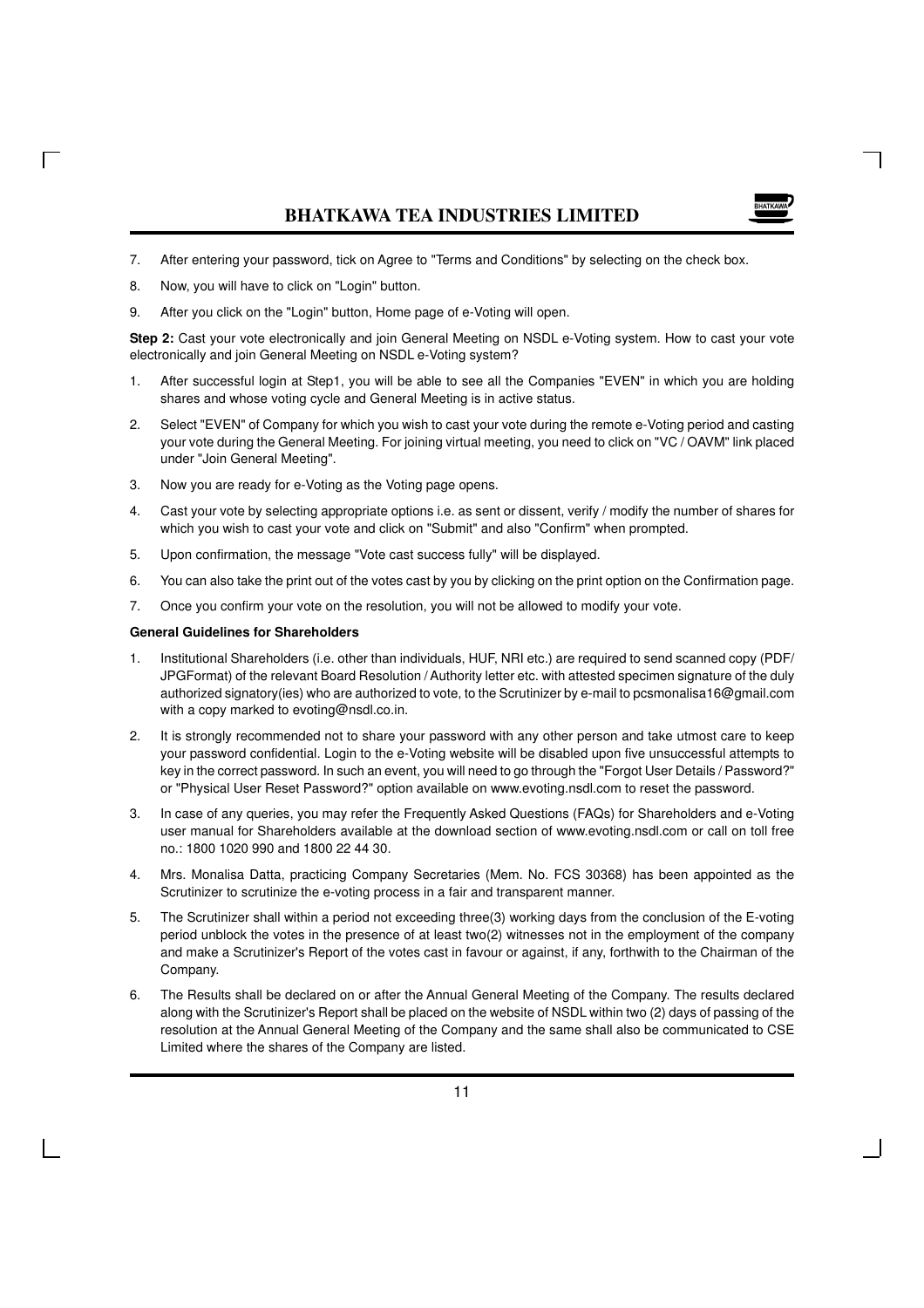7. After entering your password, tick on Agree to "Terms and Conditions" by selecting on the check box.

8. Now, you will have to click on "Login" button.

9. After you click on the "Login" button, Home page of e-Voting will open.

**Step 2:** Cast your vote electronically and join General Meeting on NSDL e-Voting system. How to cast your vote electronically and join General Meeting on NSDL e-Voting system?

1. After successful login at Step1, you will be able to see all the Companies "EVEN" in which you are holding shares and whose voting cycle and General Meeting is in active status.

2. Select "EVEN" of Company for which you wish to cast your vote during the remote e-Voting period and casting your vote during the General Meeting. For joining virtual meeting, you need to click on "VC / OAVM" link placed under "Join General Meeting".

3. Now you are ready for e-Voting as the Voting page opens.

4. Cast your vote by selecting appropriate options i.e. as sent or dissent, verify / modify the number of shares for which you wish to cast your vote and click on "Submit" and also "Confirm" when prompted.

5. Upon confirmation, the message "Vote cast success fully" will be displayed.

6. You can also take the print out of the votes cast by you by clicking on the print option on the Confirmation page.

7. Once you confirm your vote on the resolution, you will not be allowed to modify your vote.

**General Guidelines for Shareholders**

1. Institutional Shareholders (i.e. other than individuals, HUF, NRI etc.) are required to send scanned copy (PDF/ JPGFormat) of the relevant Board Resolution / Authority letter etc. with attested specimen signature of the duly authorized signatory(ies) who are authorized to vote, to the Scrutinizer by e-mail to pcsmonalisa16@gmail.com with a copy marked to evoting@nsdl.co.in.

2. It is strongly recommended not to share your password with any other person and take utmost care to keep your password confidential. Login to the e-Voting website will be disabled upon five unsuccessful attempts to key in the correct password. In such an event, you will need to go through the "Forgot User Details / Password?" or "Physical User Reset Password?" option available on www.evoting.nsdl.com to reset the password.

3. In case of any queries, you may refer the Frequently Asked Questions (FAQs) for Shareholders and e-Voting user manual for Shareholders available at the download section of www.evoting.nsdl.com or call on toll free no.: 1800 1020 990 and 1800 22 44 30.

4. Mrs. Monalisa Datta, practicing Company Secretaries (Mem. No. FCS 30368) has been appointed as the Scrutinizer to scrutinize the e-voting process in a fair and transparent manner.

5. The Scrutinizer shall within a period not exceeding three(3) working days from the conclusion of the E-voting period unblock the votes in the presence of at least two(2) witnesses not in the employment of the company and make a Scrutinizer's Report of the votes cast in favour or against, if any, forthwith to the Chairman of the Company.

6. The Results shall be declared on or after the Annual General Meeting of the Company. The results declared along with the Scrutinizer's Report shall be placed on the website of NSDL within two (2) days of passing of the resolution at the Annual General Meeting of the Company and the same shall also be communicated to CSE Limited where the shares of the Company are listed.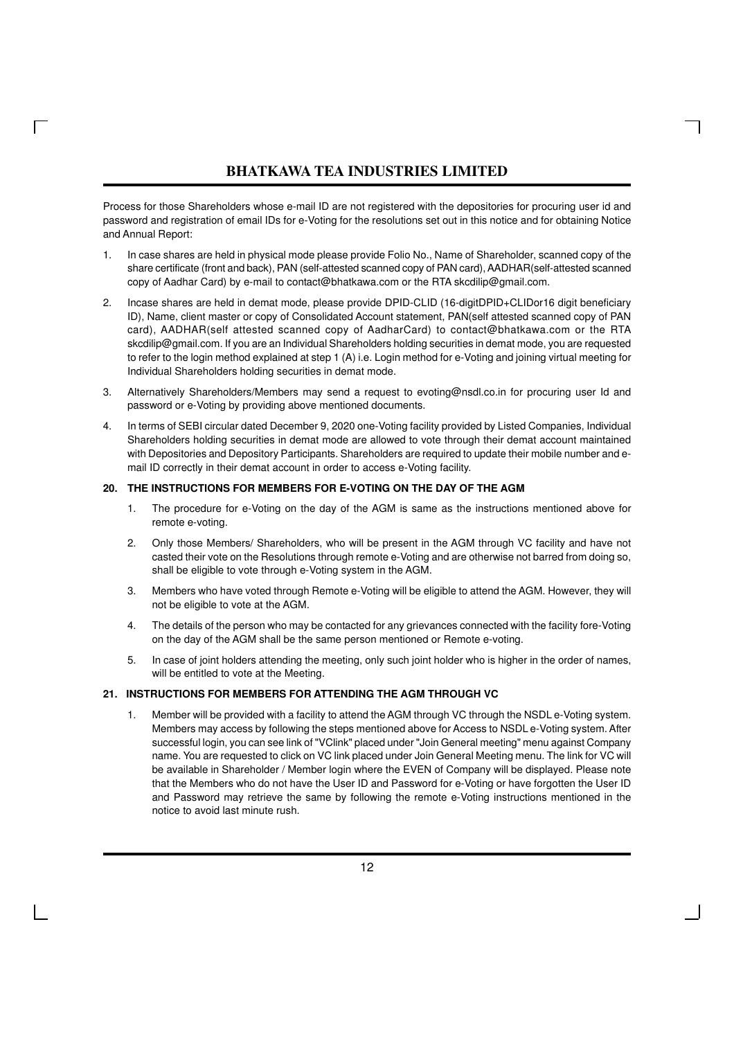Process for those Shareholders whose e-mail ID are not registered with the depositories for procuring user id and password and registration of email IDs for e-Voting for the resolutions set out in this notice and for obtaining Notice and Annual Report:

1. In case shares are held in physical mode please provide Folio No., Name of Shareholder, scanned copy of the share certificate (front and back), PAN (self-attested scanned copy of PAN card), AADHAR(self-attested scanned copy of Aadhar Card) by e-mail to contact@bhatkawa.com or the RTA skcdilip@gmail.com.

2. Incase shares are held in demat mode, please provide DPID-CLID (16-digitDPID+CLIDor16 digit beneficiary ID), Name, client master or copy of Consolidated Account statement, PAN(self attested scanned copy of PAN card), AADHAR(self attested scanned copy of AadharCard) to contact@bhatkawa.com or the RTA skcdilip@gmail.com. If you are an Individual Shareholders holding securities in demat mode, you are requested to refer to the login method explained at step 1 (A) i.e. Login method for e-Voting and joining virtual meeting for Individual Shareholders holding securities in demat mode.

3. Alternatively Shareholders/Members may send a request to evoting@nsdl.co.in for procuring user Id and password or e-Voting by providing above mentioned documents.

4. In terms of SEBI circular dated December 9, 2020 one-Voting facility provided by Listed Companies, Individual Shareholders holding securities in demat mode are allowed to vote through their demat account maintained with Depositories and Depository Participants. Shareholders are required to update their mobile number and e-mail ID correctly in their demat account in order to access e-Voting facility.

**20. THE INSTRUCTIONS FOR MEMBERS FOR E-VOTING ON THE DAY OF THE AGM**

1. The procedure for e-Voting on the day of the AGM is same as the instructions mentioned above for remote e-voting.

2. Only those Members/ Shareholders, who will be present in the AGM through VC facility and have not casted their vote on the Resolutions through remote e-Voting and are otherwise not barred from doing so, shall be eligible to vote through e-Voting system in the AGM.

3. Members who have voted through Remote e-Voting will be eligible to attend the AGM. However, they will not be eligible to vote at the AGM.

4. The details of the person who may be contacted for any grievances connected with the facility fore-Voting on the day of the AGM shall be the same person mentioned or Remote e-voting.

5. In case of joint holders attending the meeting, only such joint holder who is higher in the order of names, will be entitled to vote at the Meeting.

**21. INSTRUCTIONS FOR MEMBERS FOR ATTENDING THE AGM THROUGH VC**

1. Member will be provided with a facility to attend the AGM through VC through the NSDL e-Voting system. Members may access by following the steps mentioned above for Access to NSDL e-Voting system. After successful login, you can see link of "VClink" placed under "Join General meeting" menu against Company name. You are requested to click on VC link placed under Join General Meeting menu. The link for VC will be available in Shareholder / Member login where the EVEN of Company will be displayed. Please note that the Members who do not have the User ID and Password for e-Voting or have forgotten the User ID and Password may retrieve the same by following the remote e-Voting instructions mentioned in the notice to avoid last minute rush.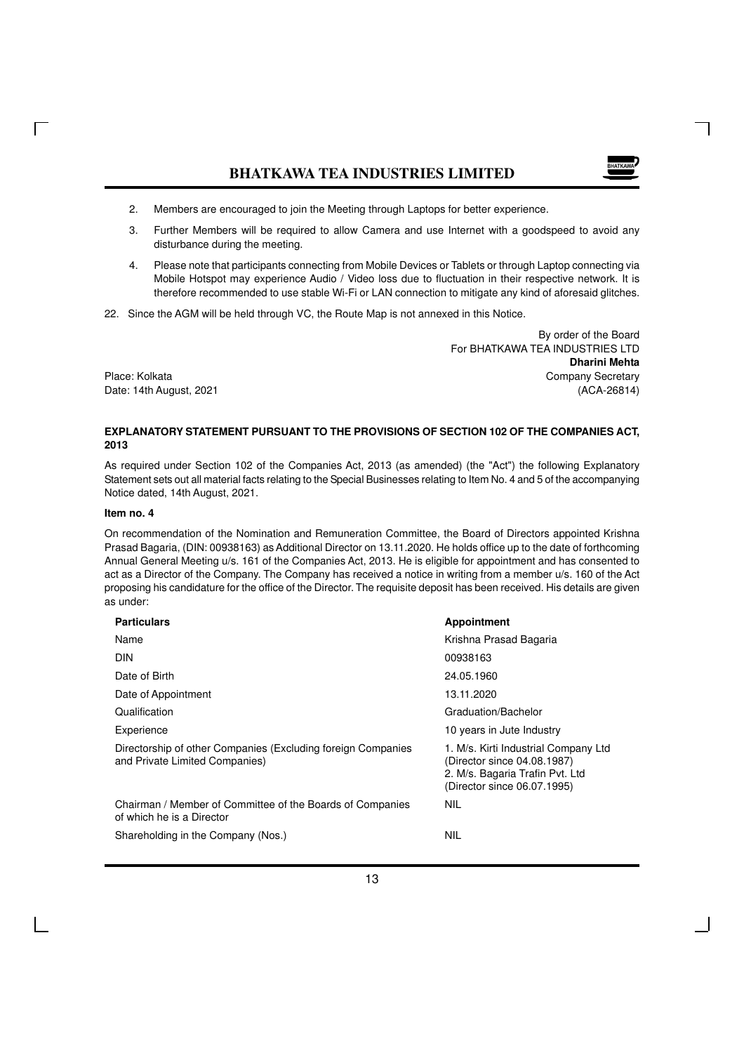2. Members are encouraged to join the Meeting through Laptops for better experience.

3. Further Members will be required to allow Camera and use Internet with a goodspeed to avoid any disturbance during the meeting.

4. Please note that participants connecting from Mobile Devices or Tablets or through Laptop connecting via Mobile Hotspot may experience Audio / Video loss due to fluctuation in their respective network. It is therefore recommended to use stable Wi-Fi or LAN connection to mitigate any kind of aforesaid glitches.

22. Since the AGM will be held through VC, the Route Map is not annexed in this Notice.

By order of the Board
For BHATKAWA TEA INDUSTRIES LTD
**Dharini Mehta**
Company Secretary
(ACA-26814)

Place: Kolkata
Date: 14th August, 2021

**EXPLANATORY STATEMENT PURSUANT TO THE PROVISIONS OF SECTION 102 OF THE COMPANIES ACT, 2013**

As required under Section 102 of the Companies Act, 2013 (as amended) (the "Act") the following Explanatory Statement sets out all material facts relating to the Special Businesses relating to Item No. 4 and 5 of the accompanying Notice dated, 14th August, 2021.

**Item no. 4**

On recommendation of the Nomination and Remuneration Committee, the Board of Directors appointed Krishna Prasad Bagaria, (DIN: 00938163) as Additional Director on 13.11.2020. He holds office up to the date of forthcoming Annual General Meeting u/s. 161 of the Companies Act, 2013. He is eligible for appointment and has consented to act as a Director of the Company. The Company has received a notice in writing from a member u/s. 160 of the Act proposing his candidature for the office of the Director. The requisite deposit has been received. His details are given as under:

| **Particulars** | **Appointment** |
|---|---|
| Name | Krishna Prasad Bagaria |
| DIN | 00938163 |
| Date of Birth | 24.05.1960 |
| Date of Appointment | 13.11.2020 |
| Qualification | Graduation/Bachelor |
| Experience | 10 years in Jute Industry |
| Directorship of other Companies (Excluding foreign Companies and Private Limited Companies) | 1. M/s. Kirti Industrial Company Ltd (Director since 04.08.1987) 2. M/s. Bagaria Trafin Pvt. Ltd (Director since 06.07.1995) |
| Chairman / Member of Committee of the Boards of Companies of which he is a Director | NIL |
| Shareholding in the Company (Nos.) | NIL |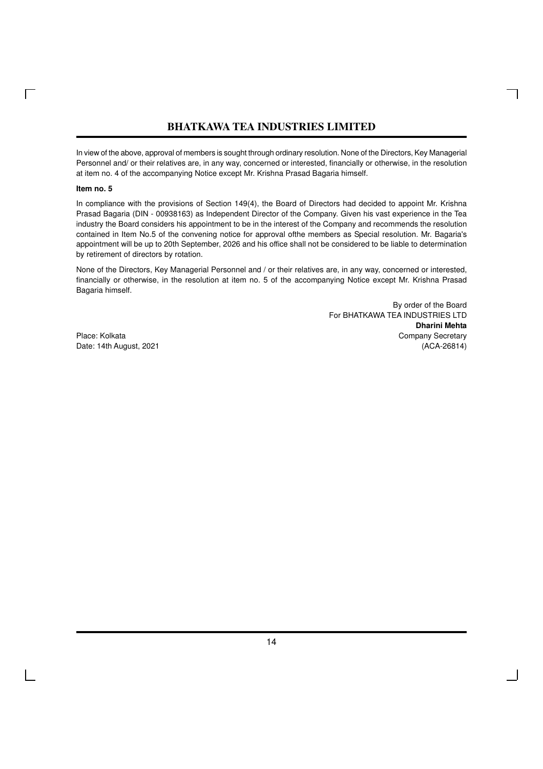In view of the above, approval of members is sought through ordinary resolution. None of the Directors, Key Managerial Personnel and/ or their relatives are, in any way, concerned or interested, financially or otherwise, in the resolution at item no. 4 of the accompanying Notice except Mr. Krishna Prasad Bagaria himself.

**Item no. 5**

In compliance with the provisions of Section 149(4), the Board of Directors had decided to appoint Mr. Krishna Prasad Bagaria (DIN - 00938163) as Independent Director of the Company. Given his vast experience in the Tea industry the Board considers his appointment to be in the interest of the Company and recommends the resolution contained in Item No.5 of the convening notice for approval ofthe members as Special resolution. Mr. Bagaria's appointment will be up to 20th September, 2026 and his office shall not be considered to be liable to determination by retirement of directors by rotation.

None of the Directors, Key Managerial Personnel and / or their relatives are, in any way, concerned or interested, financially or otherwise, in the resolution at item no. 5 of the accompanying Notice except Mr. Krishna Prasad Bagaria himself.

By order of the Board
For BHATKAWA TEA INDUSTRIES LTD
**Dharini Mehta**
Company Secretary
(ACA-26814)

Place: Kolkata
Date: 14th August, 2021